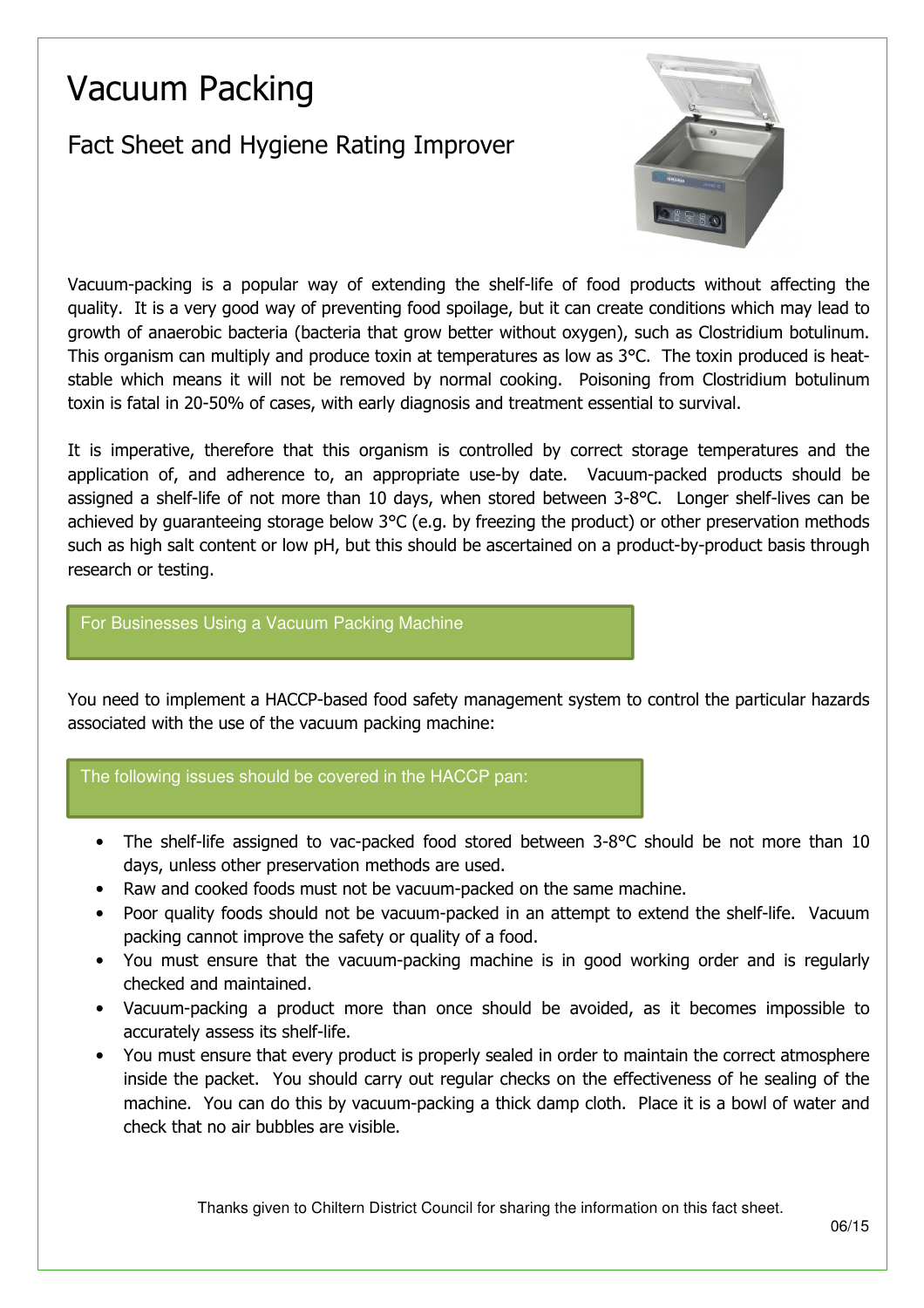# Vacuum Packing

## Fact Sheet and Hygiene Rating Improver

Vacuum-packing is a popular way of extending the shelf-life of food products without affecting the quality. It is a very good way of preventing food spoilage, but it can create conditions which may lead to growth of anaerobic bacteria (bacteria that grow better without oxygen), such as Clostridium botulinum. This organism can multiply and produce toxin at temperatures as low as 3°C. The toxin produced is heat-stable which means it will not be removed by normal cooking. Poisoning from Clostridium botulinum toxin is fatal in 20-50% of cases, with early diagnosis and treatment essential to survival.

It is imperative, therefore that this organism is controlled by correct storage temperatures and the application of, and adherence to, an appropriate use-by date. Vacuum-packed products should be assigned a shelf-life of not more than 10 days, when stored between 3-8°C. Longer shelf-lives can be achieved by guaranteeing storage below 3°C (e.g. by freezing the product) or other preservation methods such as high salt content or low pH, but this should be ascertained on a product-by-product basis through research or testing.

### For Businesses Using a Vacuum Packing Machine

You need to implement a HACCP-based food safety management system to control the particular hazards associated with the use of the vacuum packing machine:

### The following issues should be covered in the HACCP pan:

- The shelf-life assigned to vac-packed food stored between 3-8°C should be not more than 10 days, unless other preservation methods are used.
- Raw and cooked foods must not be vacuum-packed on the same machine.
- Poor quality foods should not be vacuum-packed in an attempt to extend the shelf-life. Vacuum packing cannot improve the safety or quality of a food.
- You must ensure that the vacuum-packing machine is in good working order and is regularly checked and maintained.
- Vacuum-packing a product more than once should be avoided, as it becomes impossible to accurately assess its shelf-life.
- You must ensure that every product is properly sealed in order to maintain the correct atmosphere inside the packet. You should carry out regular checks on the effectiveness of he sealing of the machine. You can do this by vacuum-packing a thick damp cloth. Place it is a bowl of water and check that no air bubbles are visible.

Thanks given to Chiltern District Council for sharing the information on this fact sheet.

06/15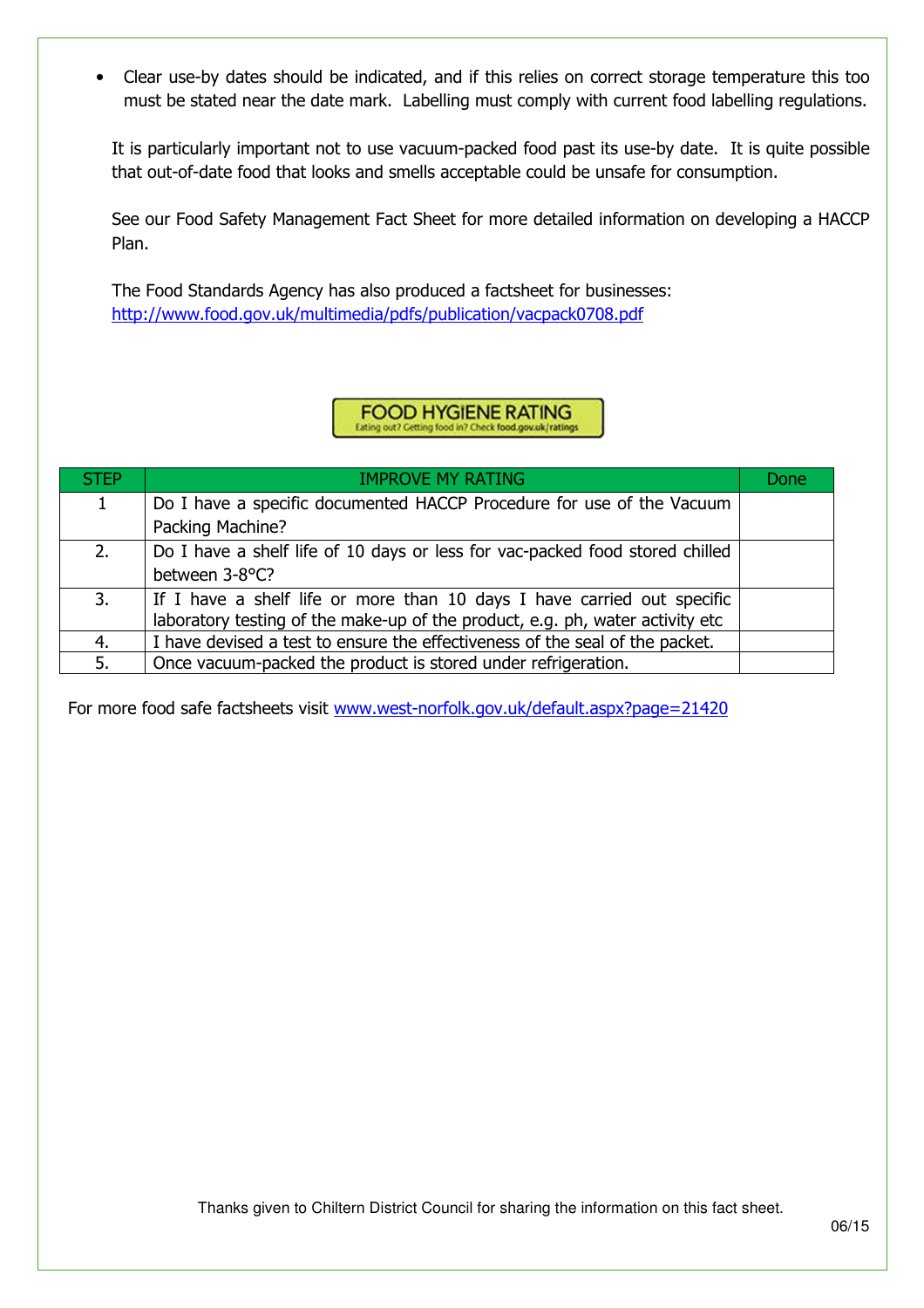- Clear use-by dates should be indicated, and if this relies on correct storage temperature this too must be stated near the date mark. Labelling must comply with current food labelling regulations.

It is particularly important not to use vacuum-packed food past its use-by date. It is quite possible that out-of-date food that looks and smells acceptable could be unsafe for consumption.

See our Food Safety Management Fact Sheet for more detailed information on developing a HACCP Plan.

The Food Standards Agency has also produced a factsheet for businesses:
http://www.food.gov.uk/multimedia/pdfs/publication/vacpack0708.pdf

FOOD HYGIENE RATING
Eating out? Getting food in? Check food.gov.uk/ratings

| STEP | IMPROVE MY RATING | Done |
|---|---|---|
| 1 | Do I have a specific documented HACCP Procedure for use of the Vacuum Packing Machine? | |
| 2. | Do I have a shelf life of 10 days or less for vac-packed food stored chilled between 3-8°C? | |
| 3. | If I have a shelf life or more than 10 days I have carried out specific laboratory testing of the make-up of the product, e.g. ph, water activity etc | |
| 4. | I have devised a test to ensure the effectiveness of the seal of the packet. | |
| 5. | Once vacuum-packed the product is stored under refrigeration. | |

For more food safe factsheets visit www.west-norfolk.gov.uk/default.aspx?page=21420

Thanks given to Chiltern District Council for sharing the information on this fact sheet.

06/15